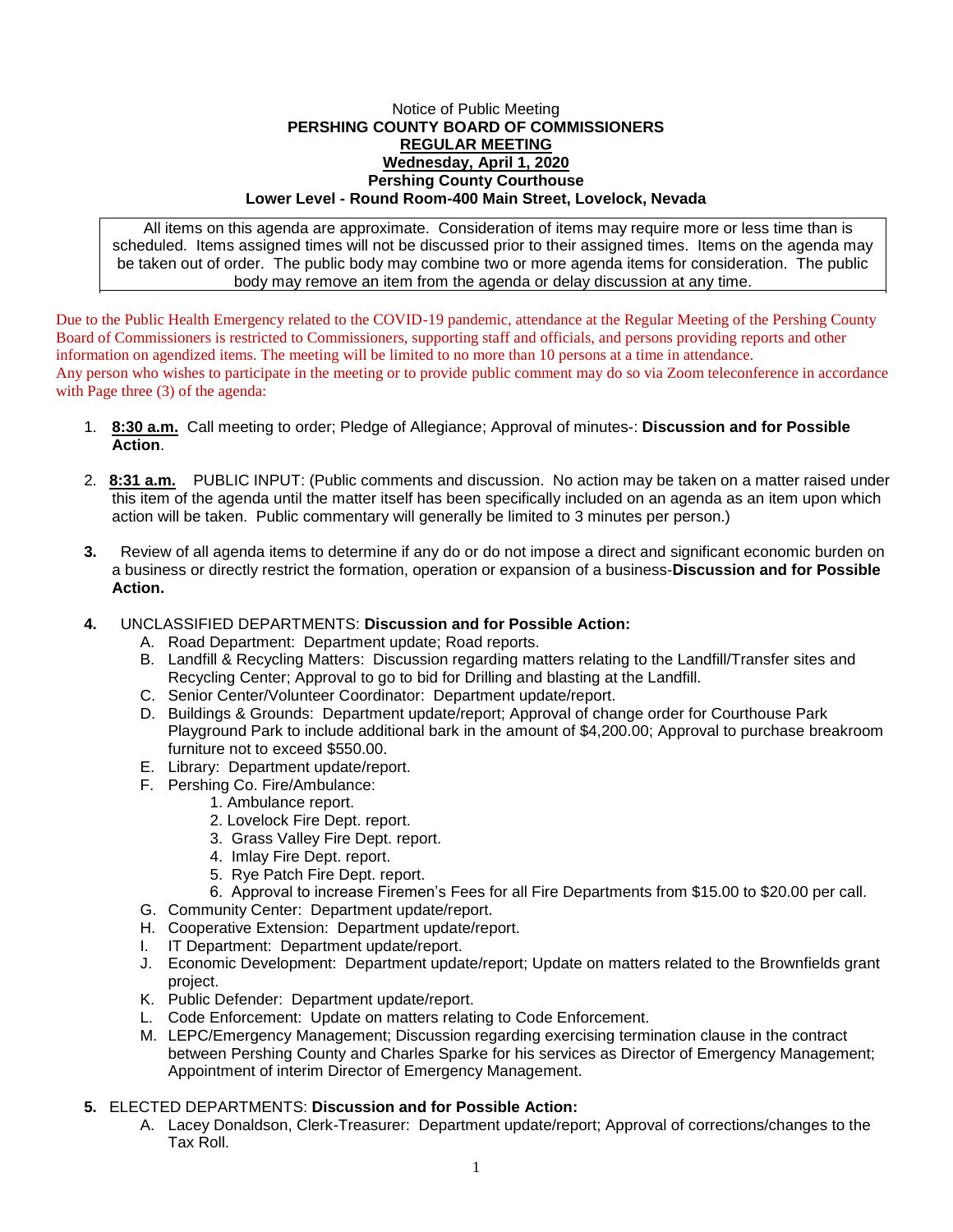Notice of Public Meeting

**PERSHING COUNTY BOARD OF COMMISSIONERS**

**REGULAR MEETING**

**Wednesday, April 1, 2020**

**Pershing County Courthouse**

**Lower Level - Round Room-400 Main Street, Lovelock, Nevada**

All items on this agenda are approximate. Consideration of items may require more or less time than is scheduled. Items assigned times will not be discussed prior to their assigned times. Items on the agenda may be taken out of order. The public body may combine two or more agenda items for consideration. The public body may remove an item from the agenda or delay discussion at any time.

Due to the Public Health Emergency related to the COVID-19 pandemic, attendance at the Regular Meeting of the Pershing County Board of Commissioners is restricted to Commissioners, supporting staff and officials, and persons providing reports and other information on agendized items. The meeting will be limited to no more than 10 persons at a time in attendance.
Any person who wishes to participate in the meeting or to provide public comment may do so via Zoom teleconference in accordance with Page three (3) of the agenda:

1. **8:30 a.m.** Call meeting to order; Pledge of Allegiance; Approval of minutes-: **Discussion and for Possible Action**.

2. **8:31 a.m.** PUBLIC INPUT: (Public comments and discussion. No action may be taken on a matter raised under this item of the agenda until the matter itself has been specifically included on an agenda as an item upon which action will be taken. Public commentary will generally be limited to 3 minutes per person.)

3. Review of all agenda items to determine if any do or do not impose a direct and significant economic burden on a business or directly restrict the formation, operation or expansion of a business-**Discussion and for Possible Action.**

4. UNCLASSIFIED DEPARTMENTS: **Discussion and for Possible Action:**
   A. Road Department: Department update; Road reports.
   B. Landfill & Recycling Matters: Discussion regarding matters relating to the Landfill/Transfer sites and Recycling Center; Approval to go to bid for Drilling and blasting at the Landfill.
   C. Senior Center/Volunteer Coordinator: Department update/report.
   D. Buildings & Grounds: Department update/report; Approval of change order for Courthouse Park Playground Park to include additional bark in the amount of $4,200.00; Approval to purchase breakroom furniture not to exceed $550.00.
   E. Library: Department update/report.
   F. Pershing Co. Fire/Ambulance:
      1. Ambulance report.
      2. Lovelock Fire Dept. report.
      3. Grass Valley Fire Dept. report.
      4. Imlay Fire Dept. report.
      5. Rye Patch Fire Dept. report.
      6. Approval to increase Firemen's Fees for all Fire Departments from $15.00 to $20.00 per call.
   G. Community Center: Department update/report.
   H. Cooperative Extension: Department update/report.
   I. IT Department: Department update/report.
   J. Economic Development: Department update/report; Update on matters related to the Brownfields grant project.
   K. Public Defender: Department update/report.
   L. Code Enforcement: Update on matters relating to Code Enforcement.
   M. LEPC/Emergency Management; Discussion regarding exercising termination clause in the contract between Pershing County and Charles Sparke for his services as Director of Emergency Management; Appointment of interim Director of Emergency Management.

5. ELECTED DEPARTMENTS: **Discussion and for Possible Action:**
   A. Lacey Donaldson, Clerk-Treasurer: Department update/report; Approval of corrections/changes to the Tax Roll.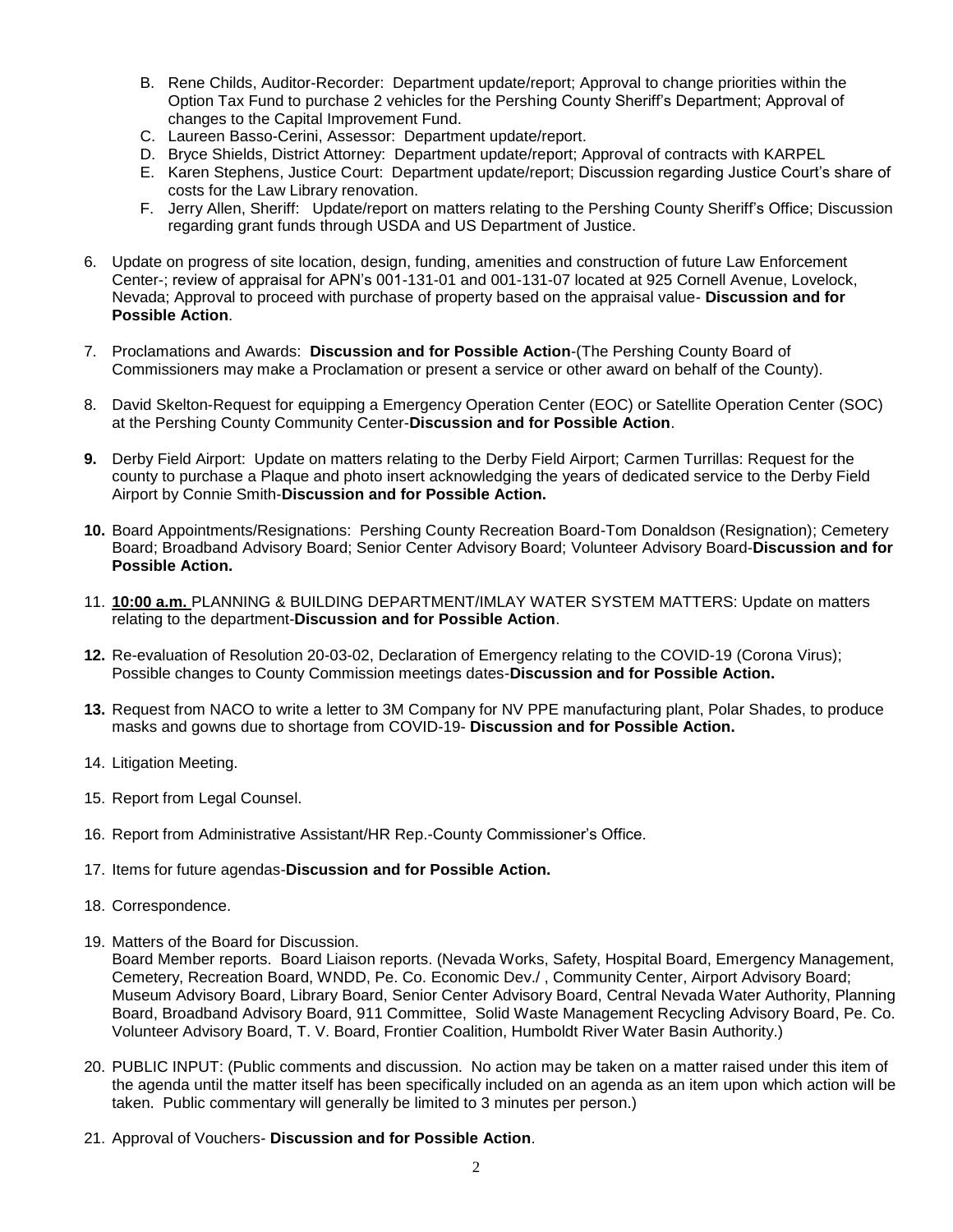B. Rene Childs, Auditor-Recorder: Department update/report; Approval to change priorities within the Option Tax Fund to purchase 2 vehicles for the Pershing County Sheriff's Department; Approval of changes to the Capital Improvement Fund.
C. Laureen Basso-Cerini, Assessor: Department update/report.
D. Bryce Shields, District Attorney: Department update/report; Approval of contracts with KARPEL
E. Karen Stephens, Justice Court: Department update/report; Discussion regarding Justice Court's share of costs for the Law Library renovation.
F. Jerry Allen, Sheriff: Update/report on matters relating to the Pershing County Sheriff's Office; Discussion regarding grant funds through USDA and US Department of Justice.

6. Update on progress of site location, design, funding, amenities and construction of future Law Enforcement Center-; review of appraisal for APN's 001-131-01 and 001-131-07 located at 925 Cornell Avenue, Lovelock, Nevada; Approval to proceed with purchase of property based on the appraisal value- **Discussion and for Possible Action**.

7. Proclamations and Awards: **Discussion and for Possible Action**-(The Pershing County Board of Commissioners may make a Proclamation or present a service or other award on behalf of the County).

8. David Skelton-Request for equipping a Emergency Operation Center (EOC) or Satellite Operation Center (SOC) at the Pershing County Community Center-**Discussion and for Possible Action**.

**9.** Derby Field Airport: Update on matters relating to the Derby Field Airport; Carmen Turrillas: Request for the county to purchase a Plaque and photo insert acknowledging the years of dedicated service to the Derby Field Airport by Connie Smith-**Discussion and for Possible Action.**

**10.** Board Appointments/Resignations: Pershing County Recreation Board-Tom Donaldson (Resignation); Cemetery Board; Broadband Advisory Board; Senior Center Advisory Board; Volunteer Advisory Board-**Discussion and for Possible Action.**

11. **10:00 a.m.** PLANNING & BUILDING DEPARTMENT/IMLAY WATER SYSTEM MATTERS: Update on matters relating to the department-**Discussion and for Possible Action**.

**12.** Re-evaluation of Resolution 20-03-02, Declaration of Emergency relating to the COVID-19 (Corona Virus); Possible changes to County Commission meetings dates-**Discussion and for Possible Action.**

**13.** Request from NACO to write a letter to 3M Company for NV PPE manufacturing plant, Polar Shades, to produce masks and gowns due to shortage from COVID-19- **Discussion and for Possible Action.**

14. Litigation Meeting.

15. Report from Legal Counsel.

16. Report from Administrative Assistant/HR Rep.-County Commissioner's Office.

17. Items for future agendas-**Discussion and for Possible Action.**

18. Correspondence.

19. Matters of the Board for Discussion.
Board Member reports. Board Liaison reports. (Nevada Works, Safety, Hospital Board, Emergency Management, Cemetery, Recreation Board, WNDD, Pe. Co. Economic Dev./ , Community Center, Airport Advisory Board; Museum Advisory Board, Library Board, Senior Center Advisory Board, Central Nevada Water Authority, Planning Board, Broadband Advisory Board, 911 Committee, Solid Waste Management Recycling Advisory Board, Pe. Co. Volunteer Advisory Board, T. V. Board, Frontier Coalition, Humboldt River Water Basin Authority.)

20. PUBLIC INPUT: (Public comments and discussion. No action may be taken on a matter raised under this item of the agenda until the matter itself has been specifically included on an agenda as an item upon which action will be taken. Public commentary will generally be limited to 3 minutes per person.)

21. Approval of Vouchers- **Discussion and for Possible Action**.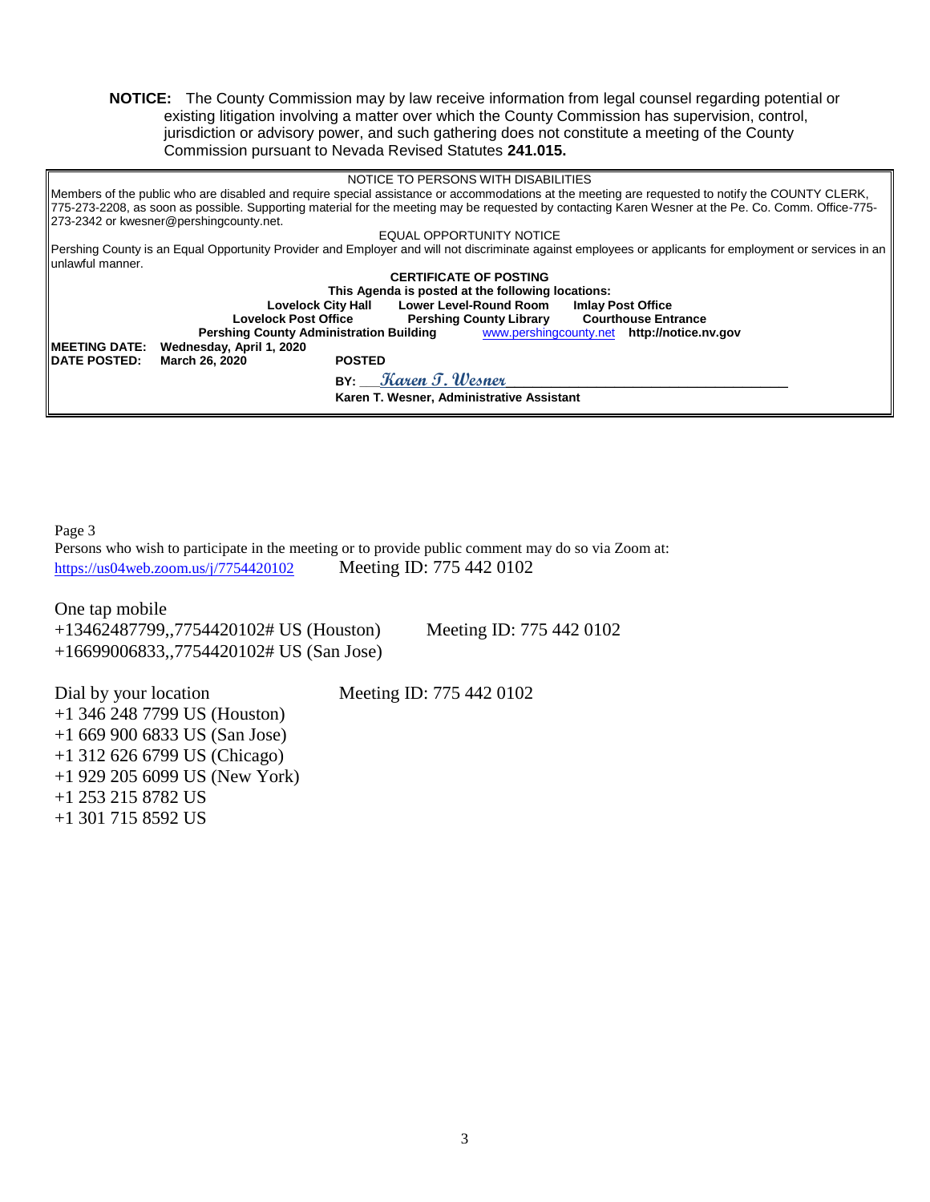**NOTICE:** The County Commission may by law receive information from legal counsel regarding potential or existing litigation involving a matter over which the County Commission has supervision, control, jurisdiction or advisory power, and such gathering does not constitute a meeting of the County Commission pursuant to Nevada Revised Statutes **241.015.**

NOTICE TO PERSONS WITH DISABILITIES

Members of the public who are disabled and require special assistance or accommodations at the meeting are requested to notify the COUNTY CLERK, 775-273-2208, as soon as possible. Supporting material for the meeting may be requested by contacting Karen Wesner at the Pe. Co. Comm. Office-775-273-2342 or kwesner@pershingcounty.net.

EQUAL OPPORTUNITY NOTICE

Pershing County is an Equal Opportunity Provider and Employer and will not discriminate against employees or applicants for employment or services in an unlawful manner.

**CERTIFICATE OF POSTING**

**This Agenda is posted at the following locations:**

**Lovelock City Hall** **Lower Level-Round Room** **Imlay Post Office**
**Lovelock Post Office** **Pershing County Library** **Courthouse Entrance**
**Pershing County Administration Building** www.pershingcounty.net **http://notice.nv.gov**

**MEETING DATE:** **Wednesday, April 1, 2020**
**DATE POSTED:** **March 26, 2020** **POSTED**

**BY:** *Karen T. Wesner*

**Karen T. Wesner, Administrative Assistant**

Page 3

Persons who wish to participate in the meeting or to provide public comment may do so via Zoom at:
https://us04web.zoom.us/j/7754420102 Meeting ID: 775 442 0102

One tap mobile
+13462487799,,7754420102# US (Houston) Meeting ID: 775 442 0102
+16699006833,,7754420102# US (San Jose)

Dial by your location Meeting ID: 775 442 0102
+1 346 248 7799 US (Houston)
+1 669 900 6833 US (San Jose)
+1 312 626 6799 US (Chicago)
+1 929 205 6099 US (New York)
+1 253 215 8782 US
+1 301 715 8592 US